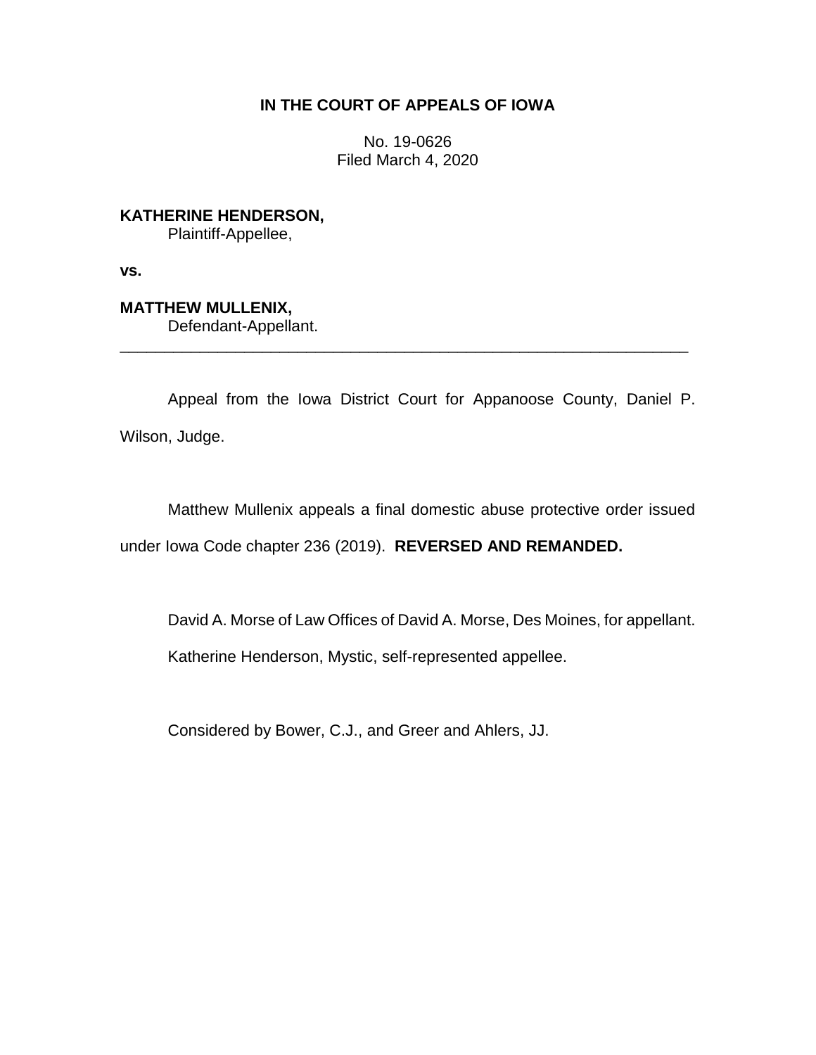**IN THE COURT OF APPEALS OF IOWA**

No. 19-0626
Filed March 4, 2020

**KATHERINE HENDERSON,**
Plaintiff-Appellee,

**vs.**

**MATTHEW MULLENIX,**
Defendant-Appellant.

---

Appeal from the Iowa District Court for Appanoose County, Daniel P. Wilson, Judge.

Matthew Mullenix appeals a final domestic abuse protective order issued under Iowa Code chapter 236 (2019). **REVERSED AND REMANDED.**

David A. Morse of Law Offices of David A. Morse, Des Moines, for appellant.

Katherine Henderson, Mystic, self-represented appellee.

Considered by Bower, C.J., and Greer and Ahlers, JJ.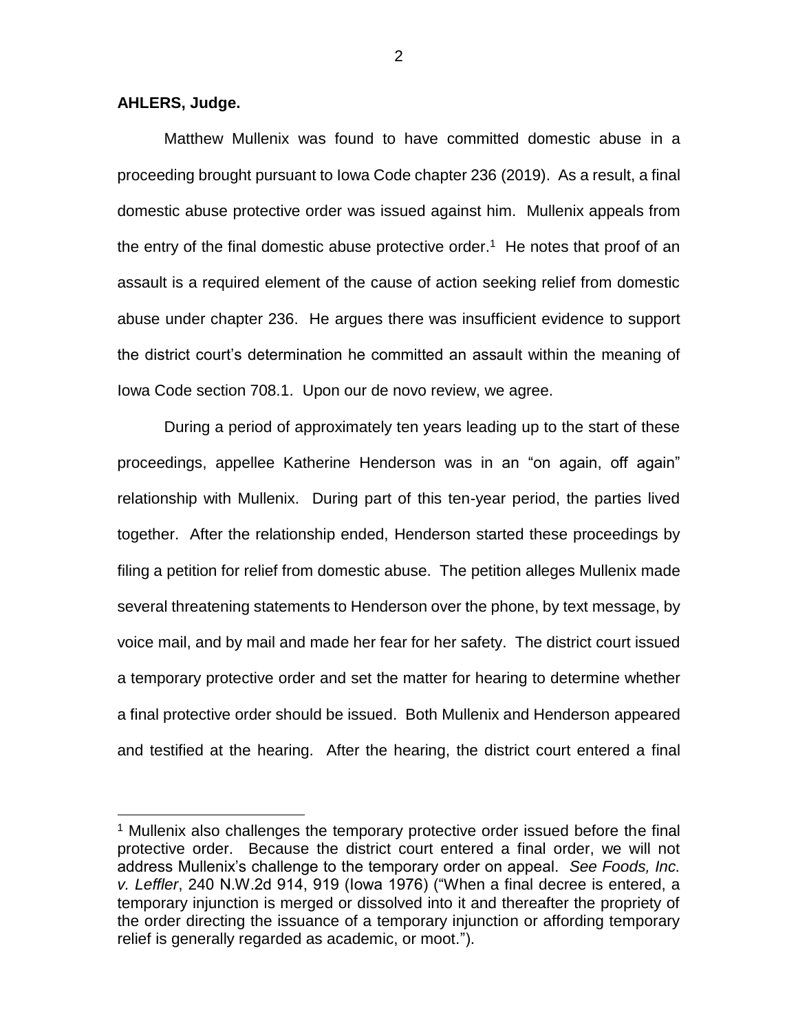**AHLERS, Judge.**

Matthew Mullenix was found to have committed domestic abuse in a proceeding brought pursuant to Iowa Code chapter 236 (2019). As a result, a final domestic abuse protective order was issued against him. Mullenix appeals from the entry of the final domestic abuse protective order.[1] He notes that proof of an assault is a required element of the cause of action seeking relief from domestic abuse under chapter 236. He argues there was insufficient evidence to support the district court's determination he committed an assault within the meaning of Iowa Code section 708.1. Upon our de novo review, we agree.

During a period of approximately ten years leading up to the start of these proceedings, appellee Katherine Henderson was in an "on again, off again" relationship with Mullenix. During part of this ten-year period, the parties lived together. After the relationship ended, Henderson started these proceedings by filing a petition for relief from domestic abuse. The petition alleges Mullenix made several threatening statements to Henderson over the phone, by text message, by voice mail, and by mail and made her fear for her safety. The district court issued a temporary protective order and set the matter for hearing to determine whether a final protective order should be issued. Both Mullenix and Henderson appeared and testified at the hearing. After the hearing, the district court entered a final

---

[1] Mullenix also challenges the temporary protective order issued before the final protective order. Because the district court entered a final order, we will not address Mullenix's challenge to the temporary order on appeal. *See Foods, Inc. v. Leffler*, 240 N.W.2d 914, 919 (Iowa 1976) ("When a final decree is entered, a temporary injunction is merged or dissolved into it and thereafter the propriety of the order directing the issuance of a temporary injunction or affording temporary relief is generally regarded as academic, or moot.").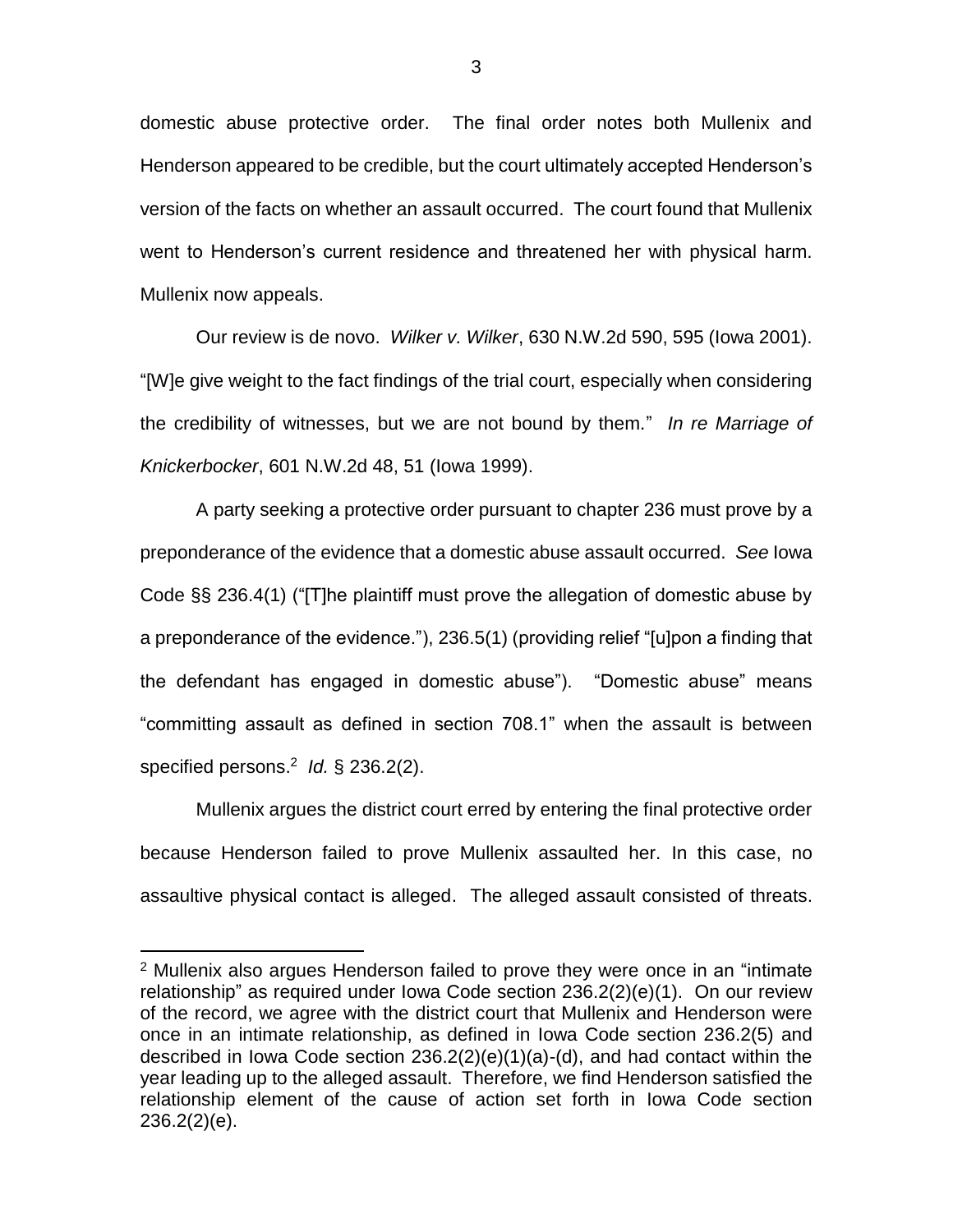domestic abuse protective order. The final order notes both Mullenix and Henderson appeared to be credible, but the court ultimately accepted Henderson's version of the facts on whether an assault occurred. The court found that Mullenix went to Henderson's current residence and threatened her with physical harm. Mullenix now appeals.

Our review is de novo. *Wilker v. Wilker*, 630 N.W.2d 590, 595 (Iowa 2001). "[W]e give weight to the fact findings of the trial court, especially when considering the credibility of witnesses, but we are not bound by them." *In re Marriage of Knickerbocker*, 601 N.W.2d 48, 51 (Iowa 1999).

A party seeking a protective order pursuant to chapter 236 must prove by a preponderance of the evidence that a domestic abuse assault occurred. *See* Iowa Code §§ 236.4(1) ("[T]he plaintiff must prove the allegation of domestic abuse by a preponderance of the evidence."), 236.5(1) (providing relief "[u]pon a finding that the defendant has engaged in domestic abuse"). "Domestic abuse" means "committing assault as defined in section 708.1" when the assault is between specified persons.[2] *Id.* § 236.2(2).

Mullenix argues the district court erred by entering the final protective order because Henderson failed to prove Mullenix assaulted her. In this case, no assaultive physical contact is alleged. The alleged assault consisted of threats.

---

[2] Mullenix also argues Henderson failed to prove they were once in an "intimate relationship" as required under Iowa Code section 236.2(2)(e)(1). On our review of the record, we agree with the district court that Mullenix and Henderson were once in an intimate relationship, as defined in Iowa Code section 236.2(5) and described in Iowa Code section 236.2(2)(e)(1)(a)-(d), and had contact within the year leading up to the alleged assault. Therefore, we find Henderson satisfied the relationship element of the cause of action set forth in Iowa Code section 236.2(2)(e).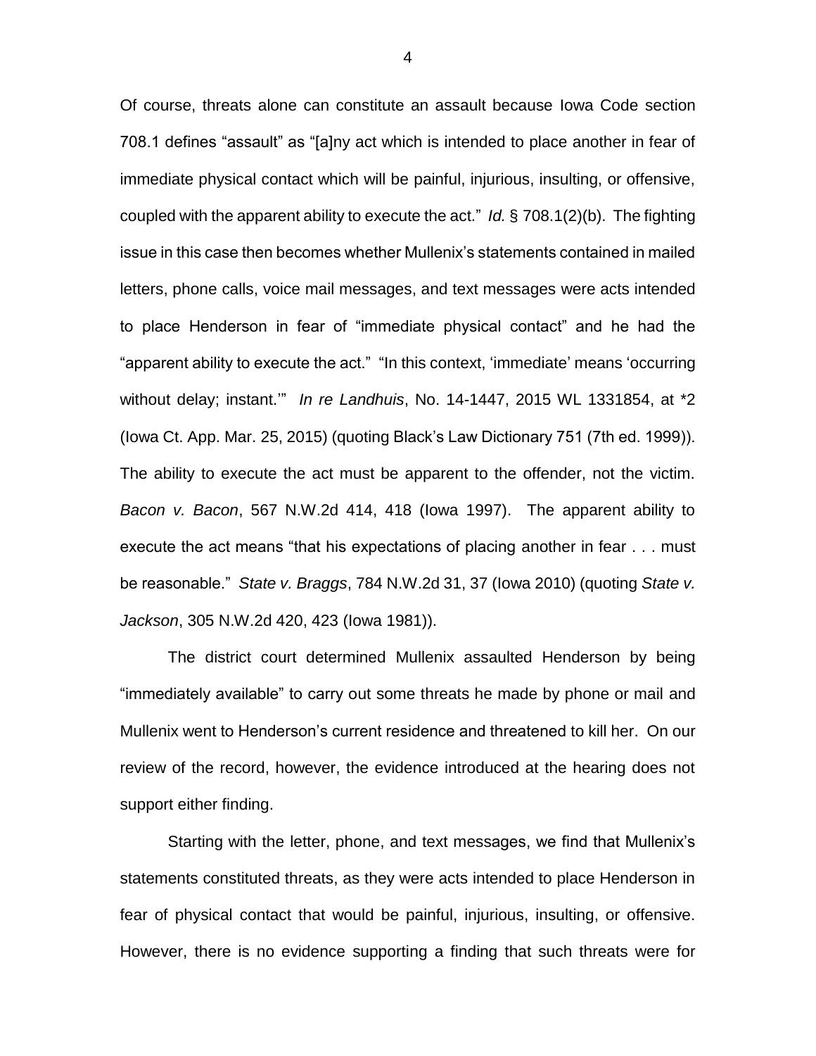Of course, threats alone can constitute an assault because Iowa Code section 708.1 defines "assault" as "[a]ny act which is intended to place another in fear of immediate physical contact which will be painful, injurious, insulting, or offensive, coupled with the apparent ability to execute the act." *Id.* § 708.1(2)(b). The fighting issue in this case then becomes whether Mullenix's statements contained in mailed letters, phone calls, voice mail messages, and text messages were acts intended to place Henderson in fear of "immediate physical contact" and he had the "apparent ability to execute the act." "In this context, 'immediate' means 'occurring without delay; instant.'" *In re Landhuis*, No. 14-1447, 2015 WL 1331854, at *2 (Iowa Ct. App. Mar. 25, 2015) (quoting Black's Law Dictionary 751 (7th ed. 1999)). The ability to execute the act must be apparent to the offender, not the victim. *Bacon v. Bacon*, 567 N.W.2d 414, 418 (Iowa 1997). The apparent ability to execute the act means "that his expectations of placing another in fear . . . must be reasonable." *State v. Braggs*, 784 N.W.2d 31, 37 (Iowa 2010) (quoting *State v. Jackson*, 305 N.W.2d 420, 423 (Iowa 1981)).

The district court determined Mullenix assaulted Henderson by being "immediately available" to carry out some threats he made by phone or mail and Mullenix went to Henderson's current residence and threatened to kill her. On our review of the record, however, the evidence introduced at the hearing does not support either finding.

Starting with the letter, phone, and text messages, we find that Mullenix's statements constituted threats, as they were acts intended to place Henderson in fear of physical contact that would be painful, injurious, insulting, or offensive. However, there is no evidence supporting a finding that such threats were for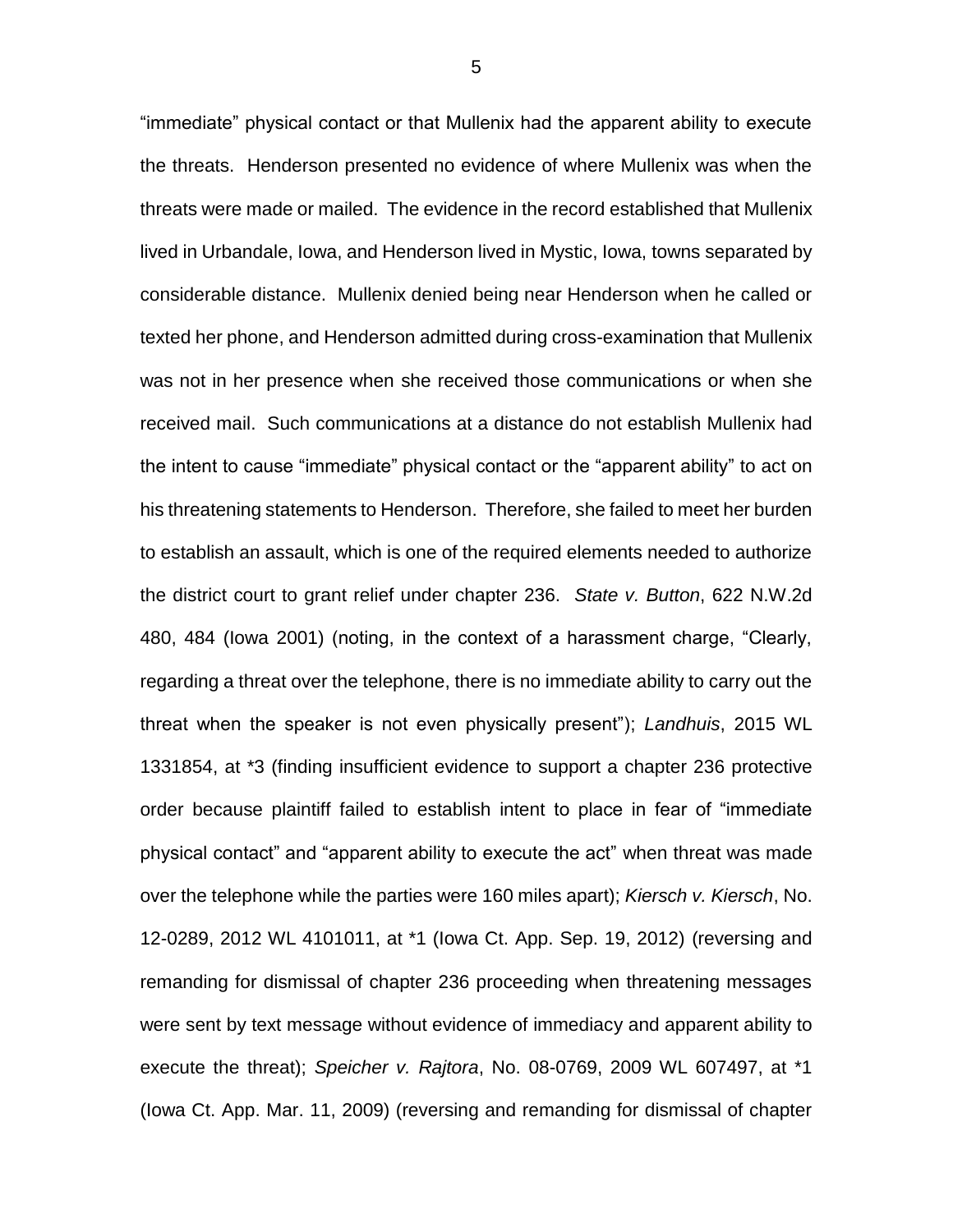"immediate" physical contact or that Mullenix had the apparent ability to execute the threats. Henderson presented no evidence of where Mullenix was when the threats were made or mailed. The evidence in the record established that Mullenix lived in Urbandale, Iowa, and Henderson lived in Mystic, Iowa, towns separated by considerable distance. Mullenix denied being near Henderson when he called or texted her phone, and Henderson admitted during cross-examination that Mullenix was not in her presence when she received those communications or when she received mail. Such communications at a distance do not establish Mullenix had the intent to cause "immediate" physical contact or the "apparent ability" to act on his threatening statements to Henderson. Therefore, she failed to meet her burden to establish an assault, which is one of the required elements needed to authorize the district court to grant relief under chapter 236. *State v. Button*, 622 N.W.2d 480, 484 (Iowa 2001) (noting, in the context of a harassment charge, "Clearly, regarding a threat over the telephone, there is no immediate ability to carry out the threat when the speaker is not even physically present"); *Landhuis*, 2015 WL 1331854, at *3 (finding insufficient evidence to support a chapter 236 protective order because plaintiff failed to establish intent to place in fear of "immediate physical contact" and "apparent ability to execute the act" when threat was made over the telephone while the parties were 160 miles apart); *Kiersch v. Kiersch*, No. 12-0289, 2012 WL 4101011, at *1 (Iowa Ct. App. Sep. 19, 2012) (reversing and remanding for dismissal of chapter 236 proceeding when threatening messages were sent by text message without evidence of immediacy and apparent ability to execute the threat); *Speicher v. Rajtora*, No. 08-0769, 2009 WL 607497, at *1 (Iowa Ct. App. Mar. 11, 2009) (reversing and remanding for dismissal of chapter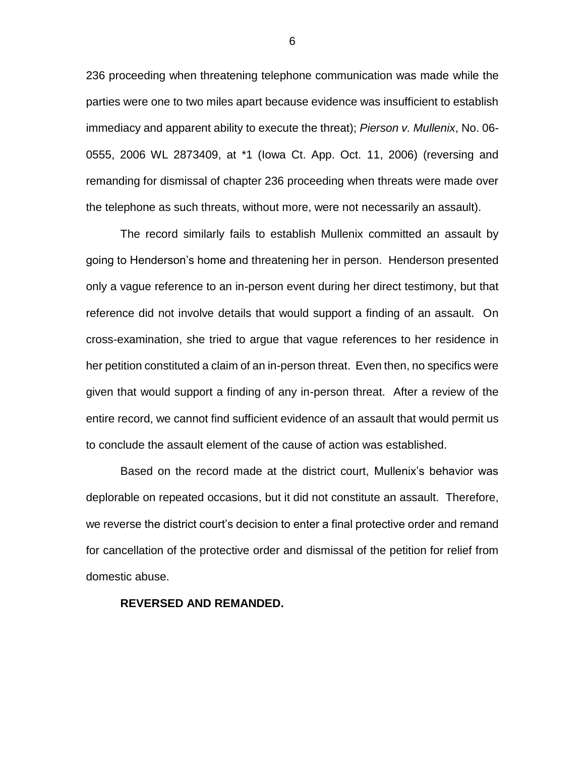236 proceeding when threatening telephone communication was made while the parties were one to two miles apart because evidence was insufficient to establish immediacy and apparent ability to execute the threat); *Pierson v. Mullenix*, No. 06-0555, 2006 WL 2873409, at *1 (Iowa Ct. App. Oct. 11, 2006) (reversing and remanding for dismissal of chapter 236 proceeding when threats were made over the telephone as such threats, without more, were not necessarily an assault).

The record similarly fails to establish Mullenix committed an assault by going to Henderson's home and threatening her in person. Henderson presented only a vague reference to an in-person event during her direct testimony, but that reference did not involve details that would support a finding of an assault. On cross-examination, she tried to argue that vague references to her residence in her petition constituted a claim of an in-person threat. Even then, no specifics were given that would support a finding of any in-person threat. After a review of the entire record, we cannot find sufficient evidence of an assault that would permit us to conclude the assault element of the cause of action was established.

Based on the record made at the district court, Mullenix's behavior was deplorable on repeated occasions, but it did not constitute an assault. Therefore, we reverse the district court's decision to enter a final protective order and remand for cancellation of the protective order and dismissal of the petition for relief from domestic abuse.

**REVERSED AND REMANDED.**